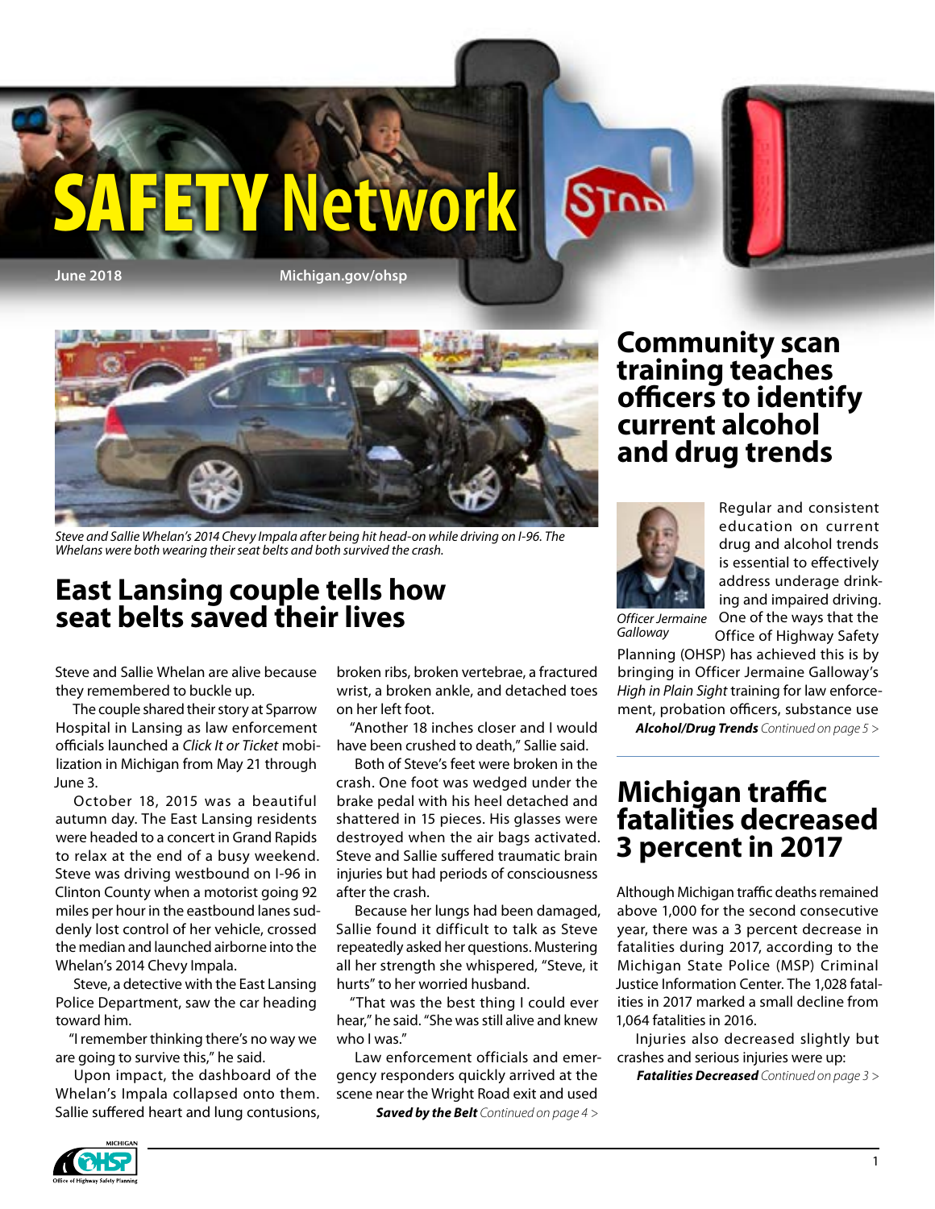# SAFETY Network

June 2018 Michigan.gov/ohsp

*Steve and Sallie Whelan's 2014 Chevy Impala after being hit head-on while driving on I-96. The Whelans were both wearing their seat belts and both survived the crash.*

## East Lansing couple tells how seat belts saved their lives

Steve and Sallie Whelan are alive because they remembered to buckle up.

The couple shared their story at Sparrow Hospital in Lansing as law enforcement officials launched a *Click It or Ticket* mobilization in Michigan from May 21 through June 3.

October 18, 2015 was a beautiful autumn day. The East Lansing residents were headed to a concert in Grand Rapids to relax at the end of a busy weekend. Steve was driving westbound on I-96 in Clinton County when a motorist going 92 miles per hour in the eastbound lanes suddenly lost control of her vehicle, crossed the median and launched airborne into the Whelan's 2014 Chevy Impala.

Steve, a detective with the East Lansing Police Department, saw the car heading toward him.

"I remember thinking there's no way we are going to survive this," he said.

Upon impact, the dashboard of the Whelan's Impala collapsed onto them. Sallie suffered heart and lung contusions, broken ribs, broken vertebrae, a fractured wrist, a broken ankle, and detached toes on her left foot.

"Another 18 inches closer and I would have been crushed to death," Sallie said.

Both of Steve's feet were broken in the crash. One foot was wedged under the brake pedal with his heel detached and shattered in 15 pieces. His glasses were destroyed when the air bags activated. Steve and Sallie suffered traumatic brain injuries but had periods of consciousness after the crash.

Because her lungs had been damaged, Sallie found it difficult to talk as Steve repeatedly asked her questions. Mustering all her strength she whispered, "Steve, it hurts" to her worried husband.

"That was the best thing I could ever hear," he said. "She was still alive and knew who I was."

Law enforcement officials and emergency responders quickly arrived at the scene near the Wright Road exit and used

***Saved by the Belt*** *Continued on page 4 >*

## Community scan training teaches officers to identify current alcohol and drug trends

*Officer Jermaine Galloway*

Regular and consistent education on current drug and alcohol trends is essential to effectively address underage drinking and impaired driving. One of the ways that the Office of Highway Safety Planning (OHSP) has achieved this is by bringing in Officer Jermaine Galloway's *High in Plain Sight* training for law enforcement, probation officers, substance use

***Alcohol/Drug Trends*** *Continued on page 5 >*

## Michigan traffic fatalities decreased 3 percent in 2017

Although Michigan traffic deaths remained above 1,000 for the second consecutive year, there was a 3 percent decrease in fatalities during 2017, according to the Michigan State Police (MSP) Criminal Justice Information Center. The 1,028 fatalities in 2017 marked a small decline from 1,064 fatalities in 2016.

Injuries also decreased slightly but crashes and serious injuries were up:

***Fatalities Decreased*** *Continued on page 3 >*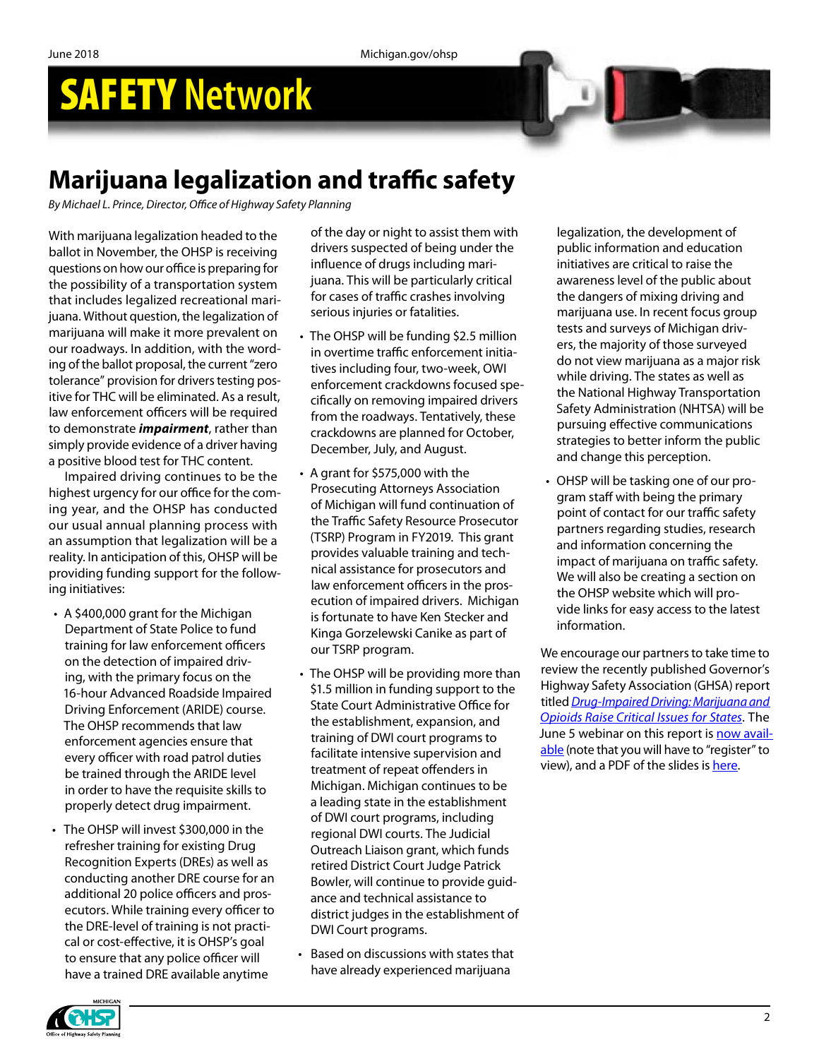# Marijuana legalization and traffic safety

*By Michael L. Prince, Director, Office of Highway Safety Planning*

With marijuana legalization headed to the ballot in November, the OHSP is receiving questions on how our office is preparing for the possibility of a transportation system that includes legalized recreational marijuana. Without question, the legalization of marijuana will make it more prevalent on our roadways. In addition, with the wording of the ballot proposal, the current "zero tolerance" provision for drivers testing positive for THC will be eliminated. As a result, law enforcement officers will be required to demonstrate ***impairment***, rather than simply provide evidence of a driver having a positive blood test for THC content.

Impaired driving continues to be the highest urgency for our office for the coming year, and the OHSP has conducted our usual annual planning process with an assumption that legalization will be a reality. In anticipation of this, OHSP will be providing funding support for the following initiatives:

- A $400,000 grant for the Michigan Department of State Police to fund training for law enforcement officers on the detection of impaired driving, with the primary focus on the 16-hour Advanced Roadside Impaired Driving Enforcement (ARIDE) course. The OHSP recommends that law enforcement agencies ensure that every officer with road patrol duties be trained through the ARIDE level in order to have the requisite skills to properly detect drug impairment.
- The OHSP will invest $300,000 in the refresher training for existing Drug Recognition Experts (DREs) as well as conducting another DRE course for an additional 20 police officers and prosecutors. While training every officer to the DRE-level of training is not practical or cost-effective, it is OHSP's goal to ensure that any police officer will have a trained DRE available anytime of the day or night to assist them with drivers suspected of being under the influence of drugs including marijuana. This will be particularly critical for cases of traffic crashes involving serious injuries or fatalities.
- The OHSP will be funding $2.5 million in overtime traffic enforcement initiatives including four, two-week, OWI enforcement crackdowns focused specifically on removing impaired drivers from the roadways. Tentatively, these crackdowns are planned for October, December, July, and August.
- A grant for $575,000 with the Prosecuting Attorneys Association of Michigan will fund continuation of the Traffic Safety Resource Prosecutor (TSRP) Program in FY2019. This grant provides valuable training and technical assistance for prosecutors and law enforcement officers in the prosecution of impaired drivers. Michigan is fortunate to have Ken Stecker and Kinga Gorzelewski Canike as part of our TSRP program.
- The OHSP will be providing more than $1.5 million in funding support to the State Court Administrative Office for the establishment, expansion, and training of DWI court programs to facilitate intensive supervision and treatment of repeat offenders in Michigan. Michigan continues to be a leading state in the establishment of DWI court programs, including regional DWI courts. The Judicial Outreach Liaison grant, which funds retired District Court Judge Patrick Bowler, will continue to provide guidance and technical assistance to district judges in the establishment of DWI Court programs.
- Based on discussions with states that have already experienced marijuana legalization, the development of public information and education initiatives are critical to raise the awareness level of the public about the dangers of mixing driving and marijuana use. In recent focus group tests and surveys of Michigan drivers, the majority of those surveyed do not view marijuana as a major risk while driving. The states as well as the National Highway Transportation Safety Administration (NHTSA) will be pursuing effective communications strategies to better inform the public and change this perception.
- OHSP will be tasking one of our program staff with being the primary point of contact for our traffic safety partners regarding studies, research and information concerning the impact of marijuana on traffic safety. We will also be creating a section on the OHSP website which will provide links for easy access to the latest information.

We encourage our partners to take time to review the recently published Governor's Highway Safety Association (GHSA) report titled *Drug-Impaired Driving: Marijuana and Opioids Raise Critical Issues for States*. The June 5 webinar on this report is now available (note that you will have to "register" to view), and a PDF of the slides is here.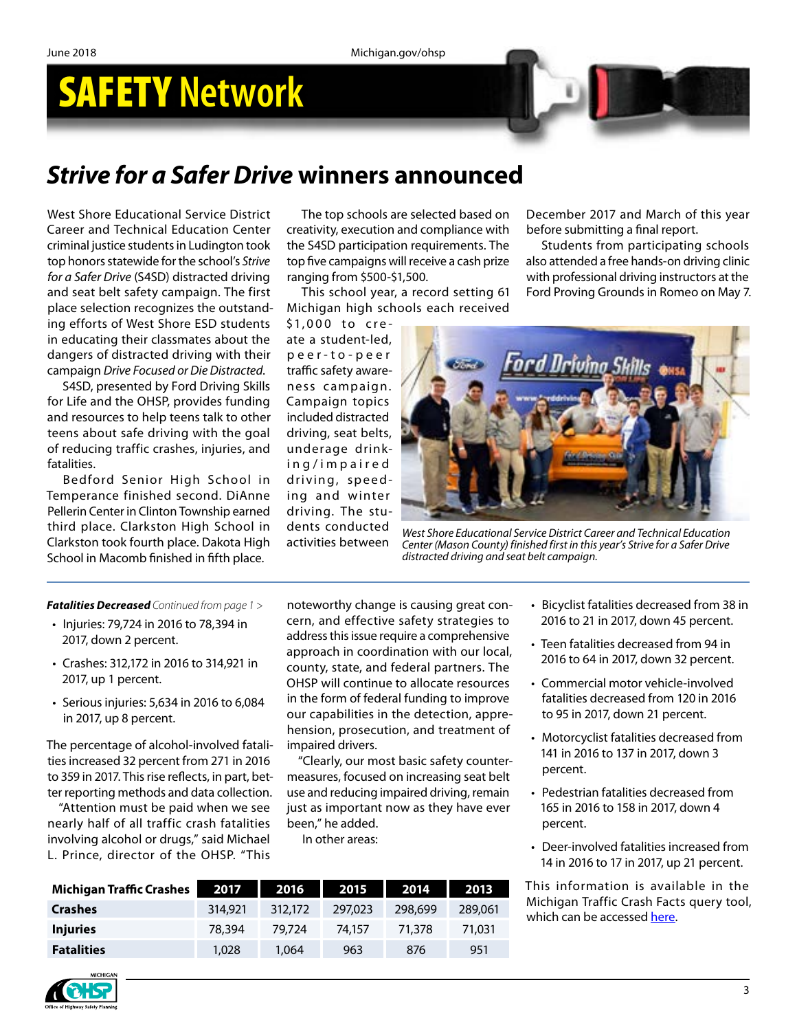# SAFETY Network

## *Strive for a Safer Drive* winners announced

West Shore Educational Service District Career and Technical Education Center criminal justice students in Ludington took top honors statewide for the school's *Strive for a Safer Drive* (S4SD) distracted driving and seat belt safety campaign. The first place selection recognizes the outstanding efforts of West Shore ESD students in educating their classmates about the dangers of distracted driving with their campaign *Drive Focused or Die Distracted*.

S4SD, presented by Ford Driving Skills for Life and the OHSP, provides funding and resources to help teens talk to other teens about safe driving with the goal of reducing traffic crashes, injuries, and fatalities.

Bedford Senior High School in Temperance finished second. DiAnne Pellerin Center in Clinton Township earned third place. Clarkston High School in Clarkston took fourth place. Dakota High School in Macomb finished in fifth place.

The top schools are selected based on creativity, execution and compliance with the S4SD participation requirements. The top five campaigns will receive a cash prize ranging from $500-$1,500.

This school year, a record setting 61 Michigan high schools each received $1,000 to create a student-led, peer-to-peer traffic safety awareness campaign. Campaign topics included distracted driving, seat belts, underage drinking/impaired driving, speeding and winter driving. The students conducted activities between December 2017 and March of this year before submitting a final report.

Students from participating schools also attended a free hands-on driving clinic with professional driving instructors at the Ford Proving Grounds in Romeo on May 7.

*West Shore Educational Service District Career and Technical Education Center (Mason County) finished first in this year's Strive for a Safer Drive distracted driving and seat belt campaign.*

---

***Fatalities Decreased*** *Continued from page 1 >*

- Injuries: 79,724 in 2016 to 78,394 in 2017, down 2 percent.
- Crashes: 312,172 in 2016 to 314,921 in 2017, up 1 percent.
- Serious injuries: 5,634 in 2016 to 6,084 in 2017, up 8 percent.

The percentage of alcohol-involved fatalities increased 32 percent from 271 in 2016 to 359 in 2017. This rise reflects, in part, better reporting methods and data collection.

"Attention must be paid when we see nearly half of all traffic crash fatalities involving alcohol or drugs," said Michael L. Prince, director of the OHSP. "This noteworthy change is causing great concern, and effective safety strategies to address this issue require a comprehensive approach in coordination with our local, county, state, and federal partners. The OHSP will continue to allocate resources in the form of federal funding to improve our capabilities in the detection, apprehension, prosecution, and treatment of impaired drivers.

"Clearly, our most basic safety countermeasures, focused on increasing seat belt use and reducing impaired driving, remain just as important now as they have ever been," he added.

In other areas:

- Bicyclist fatalities decreased from 38 in 2016 to 21 in 2017, down 45 percent.
- Teen fatalities decreased from 94 in 2016 to 64 in 2017, down 32 percent.
- Commercial motor vehicle-involved fatalities decreased from 120 in 2016 to 95 in 2017, down 21 percent.
- Motorcyclist fatalities decreased from 141 in 2016 to 137 in 2017, down 3 percent.
- Pedestrian fatalities decreased from 165 in 2016 to 158 in 2017, down 4 percent.
- Deer-involved fatalities increased from 14 in 2016 to 17 in 2017, up 21 percent.

| Michigan Traffic Crashes | 2017 | 2016 | 2015 | 2014 | 2013 |
|---|---|---|---|---|---|
| **Crashes** | 314,921 | 312,172 | 297,023 | 298,699 | 289,061 |
| **Injuries** | 78,394 | 79,724 | 74,157 | 71,378 | 71,031 |
| **Fatalities** | 1,028 | 1,064 | 963 | 876 | 951 |

This information is available in the Michigan Traffic Crash Facts query tool, which can be accessed here.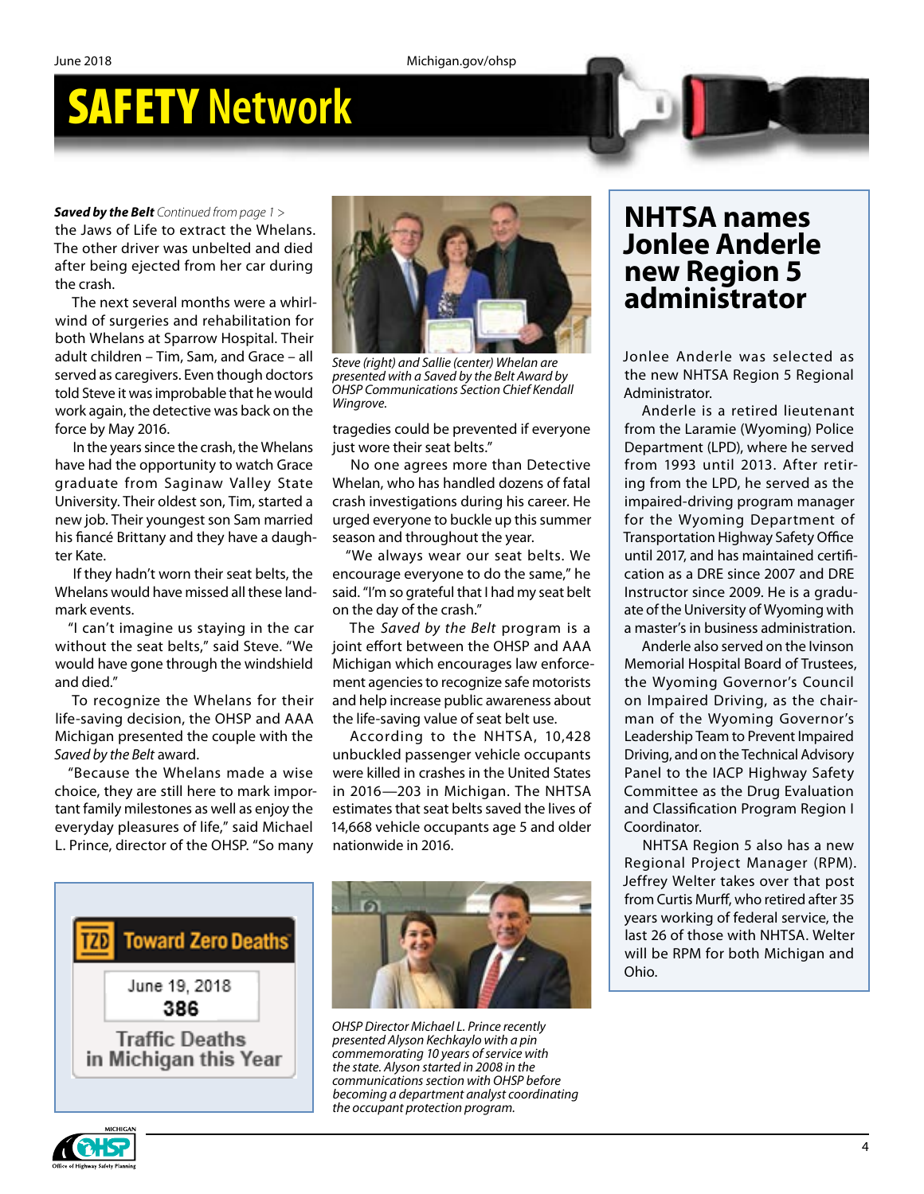**Saved by the Belt** *Continued from page 1 >*

the Jaws of Life to extract the Whelans. The other driver was unbelted and died after being ejected from her car during the crash.

The next several months were a whirlwind of surgeries and rehabilitation for both Whelans at Sparrow Hospital. Their adult children – Tim, Sam, and Grace – all served as caregivers. Even though doctors told Steve it was improbable that he would work again, the detective was back on the force by May 2016.

In the years since the crash, the Whelans have had the opportunity to watch Grace graduate from Saginaw Valley State University. Their oldest son, Tim, started a new job. Their youngest son Sam married his fiancé Brittany and they have a daughter Kate.

If they hadn't worn their seat belts, the Whelans would have missed all these landmark events.

"I can't imagine us staying in the car without the seat belts," said Steve. "We would have gone through the windshield and died."

To recognize the Whelans for their life-saving decision, the OHSP and AAA Michigan presented the couple with the *Saved by the Belt* award.

"Because the Whelans made a wise choice, they are still here to mark important family milestones as well as enjoy the everyday pleasures of life," said Michael L. Prince, director of the OHSP. "So many tragedies could be prevented if everyone just wore their seat belts."

*Steve (right) and Sallie (center) Whelan are presented with a Saved by the Belt Award by OHSP Communications Section Chief Kendall Wingrove.*

No one agrees more than Detective Whelan, who has handled dozens of fatal crash investigations during his career. He urged everyone to buckle up this summer season and throughout the year.

"We always wear our seat belts. We encourage everyone to do the same," he said. "I'm so grateful that I had my seat belt on the day of the crash."

The *Saved by the Belt* program is a joint effort between the OHSP and AAA Michigan which encourages law enforcement agencies to recognize safe motorists and help increase public awareness about the life-saving value of seat belt use.

According to the NHTSA, 10,428 unbuckled passenger vehicle occupants were killed in crashes in the United States in 2016—203 in Michigan. The NHTSA estimates that seat belts saved the lives of 14,668 vehicle occupants age 5 and older nationwide in 2016.

**Toward Zero Deaths**

June 19, 2018

**386**

Traffic Deaths in Michigan this Year

*OHSP Director Michael L. Prince recently presented Alyson Kechkaylo with a pin commemorating 10 years of service with the state. Alyson started in 2008 in the communications section with OHSP before becoming a department analyst coordinating the occupant protection program.*

# NHTSA names Jonlee Anderle new Region 5 administrator

Jonlee Anderle was selected as the new NHTSA Region 5 Regional Administrator.

Anderle is a retired lieutenant from the Laramie (Wyoming) Police Department (LPD), where he served from 1993 until 2013. After retiring from the LPD, he served as the impaired-driving program manager for the Wyoming Department of Transportation Highway Safety Office until 2017, and has maintained certification as a DRE since 2007 and DRE Instructor since 2009. He is a graduate of the University of Wyoming with a master's in business administration.

Anderle also served on the Ivinson Memorial Hospital Board of Trustees, the Wyoming Governor's Council on Impaired Driving, as the chairman of the Wyoming Governor's Leadership Team to Prevent Impaired Driving, and on the Technical Advisory Panel to the IACP Highway Safety Committee as the Drug Evaluation and Classification Program Region I Coordinator.

NHTSA Region 5 also has a new Regional Project Manager (RPM). Jeffrey Welter takes over that post from Curtis Murff, who retired after 35 years working of federal service, the last 26 of those with NHTSA. Welter will be RPM for both Michigan and Ohio.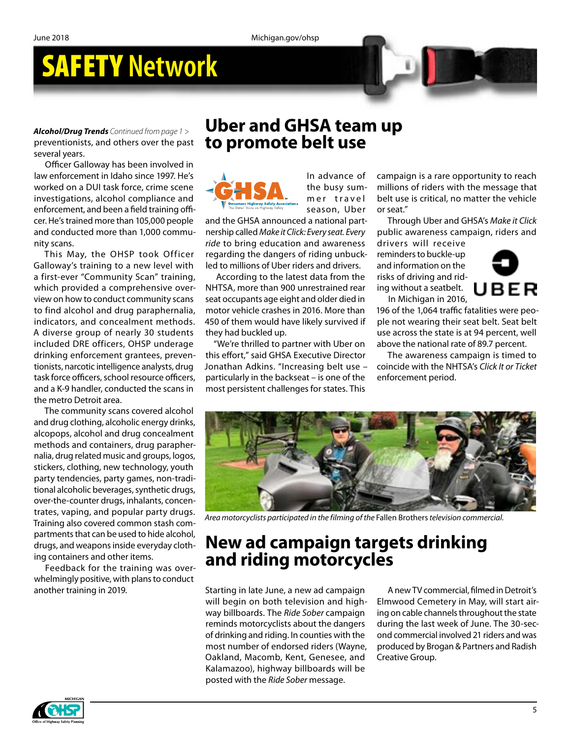***Alcohol/Drug Trends*** *Continued from page 1 >*
preventionists, and others over the past several years.

Officer Galloway has been involved in law enforcement in Idaho since 1997. He's worked on a DUI task force, crime scene investigations, alcohol compliance and enforcement, and been a field training officer. He's trained more than 105,000 people and conducted more than 1,000 community scans.

This May, the OHSP took Officer Galloway's training to a new level with a first-ever "Community Scan" training, which provided a comprehensive overview on how to conduct community scans to find alcohol and drug paraphernalia, indicators, and concealment methods. A diverse group of nearly 30 students included DRE officers, OHSP underage drinking enforcement grantees, preventionists, narcotic intelligence analysts, drug task force officers, school resource officers, and a K-9 handler, conducted the scans in the metro Detroit area.

The community scans covered alcohol and drug clothing, alcoholic energy drinks, alcopops, alcohol and drug concealment methods and containers, drug paraphernalia, drug related music and groups, logos, stickers, clothing, new technology, youth party tendencies, party games, non-traditional alcoholic beverages, synthetic drugs, over-the-counter drugs, inhalants, concentrates, vaping, and popular party drugs. Training also covered common stash compartments that can be used to hide alcohol, drugs, and weapons inside everyday clothing containers and other items.

Feedback for the training was overwhelmingly positive, with plans to conduct another training in 2019.

## Uber and GHSA team up to promote belt use

In advance of the busy summer travel season, Uber and the GHSA announced a national partnership called *Make it Click: Every seat. Every ride* to bring education and awareness regarding the dangers of riding unbuckled to millions of Uber riders and drivers.

According to the latest data from the NHTSA, more than 900 unrestrained rear seat occupants age eight and older died in motor vehicle crashes in 2016. More than 450 of them would have likely survived if they had buckled up.

"We're thrilled to partner with Uber on this effort," said GHSA Executive Director Jonathan Adkins. "Increasing belt use – particularly in the backseat – is one of the most persistent challenges for states. This campaign is a rare opportunity to reach millions of riders with the message that belt use is critical, no matter the vehicle or seat."

Through Uber and GHSA's *Make it Click* public awareness campaign, riders and drivers will receive reminders to buckle-up and information on the risks of driving and riding without a seatbelt.

In Michigan in 2016, 196 of the 1,064 traffic fatalities were people not wearing their seat belt. Seat belt use across the state is at 94 percent, well above the national rate of 89.7 percent.

The awareness campaign is timed to coincide with the NHTSA's *Click It or Ticket* enforcement period.

*Area motorcyclists participated in the filming of the* Fallen Brothers *television commercial.*

## New ad campaign targets drinking and riding motorcycles

Starting in late June, a new ad campaign will begin on both television and highway billboards. The *Ride Sober* campaign reminds motorcyclists about the dangers of drinking and riding. In counties with the most number of endorsed riders (Wayne, Oakland, Macomb, Kent, Genesee, and Kalamazoo), highway billboards will be posted with the *Ride Sober* message.

A new TV commercial, filmed in Detroit's Elmwood Cemetery in May, will start airing on cable channels throughout the state during the last week of June. The 30-second commercial involved 21 riders and was produced by Brogan & Partners and Radish Creative Group.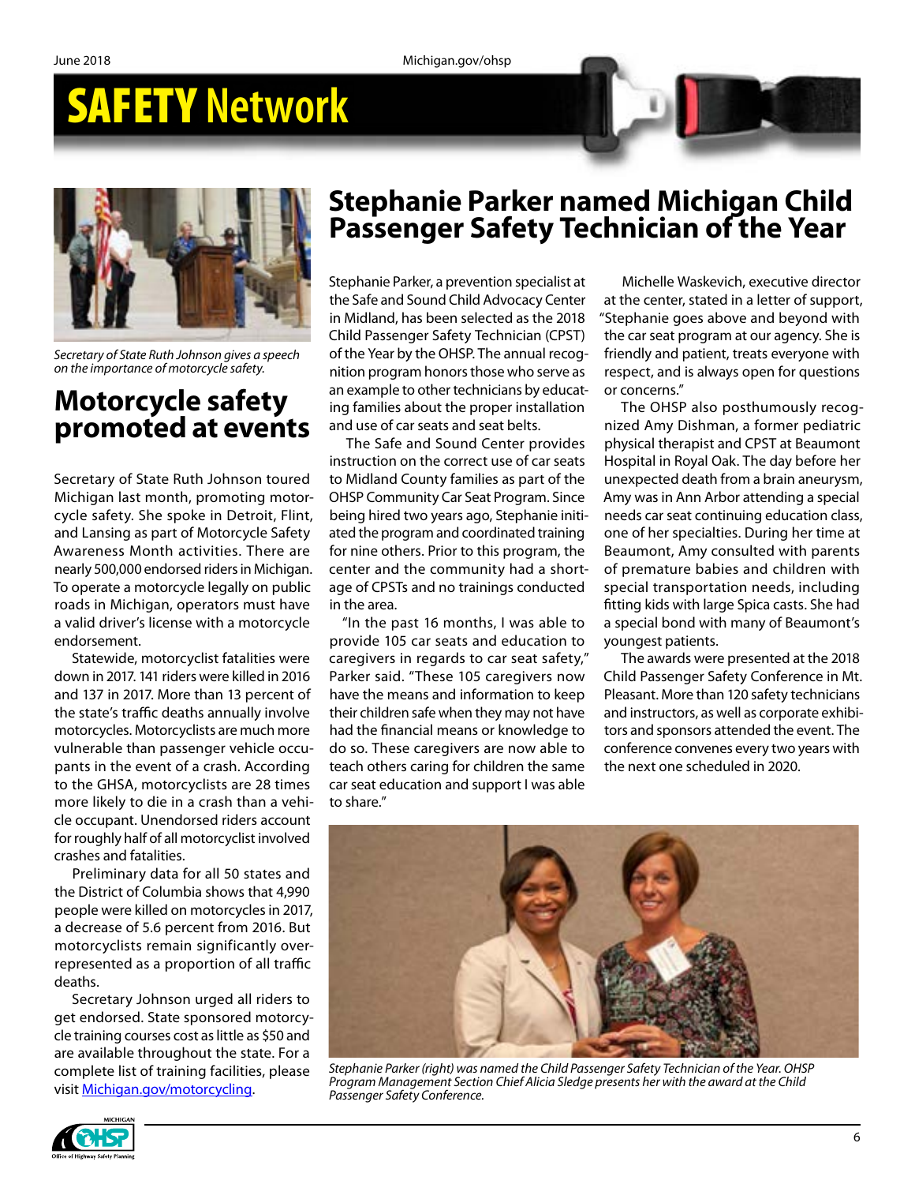# SAFETY Network

*Secretary of State Ruth Johnson gives a speech on the importance of motorcycle safety.*

## Motorcycle safety promoted at events

Secretary of State Ruth Johnson toured Michigan last month, promoting motorcycle safety. She spoke in Detroit, Flint, and Lansing as part of Motorcycle Safety Awareness Month activities. There are nearly 500,000 endorsed riders in Michigan. To operate a motorcycle legally on public roads in Michigan, operators must have a valid driver's license with a motorcycle endorsement.

Statewide, motorcyclist fatalities were down in 2017. 141 riders were killed in 2016 and 137 in 2017. More than 13 percent of the state's traffic deaths annually involve motorcycles. Motorcyclists are much more vulnerable than passenger vehicle occupants in the event of a crash. According to the GHSA, motorcyclists are 28 times more likely to die in a crash than a vehicle occupant. Unendorsed riders account for roughly half of all motorcyclist involved crashes and fatalities.

Preliminary data for all 50 states and the District of Columbia shows that 4,990 people were killed on motorcycles in 2017, a decrease of 5.6 percent from 2016. But motorcyclists remain significantly overrepresented as a proportion of all traffic deaths.

Secretary Johnson urged all riders to get endorsed. State sponsored motorcycle training courses cost as little as $50 and are available throughout the state. For a complete list of training facilities, please visit Michigan.gov/motorcycling.

## Stephanie Parker named Michigan Child Passenger Safety Technician of the Year

Stephanie Parker, a prevention specialist at the Safe and Sound Child Advocacy Center in Midland, has been selected as the 2018 Child Passenger Safety Technician (CPST) of the Year by the OHSP. The annual recognition program honors those who serve as an example to other technicians by educating families about the proper installation and use of car seats and seat belts.

The Safe and Sound Center provides instruction on the correct use of car seats to Midland County families as part of the OHSP Community Car Seat Program. Since being hired two years ago, Stephanie initiated the program and coordinated training for nine others. Prior to this program, the center and the community had a shortage of CPSTs and no trainings conducted in the area.

"In the past 16 months, I was able to provide 105 car seats and education to caregivers in regards to car seat safety," Parker said. "These 105 caregivers now have the means and information to keep their children safe when they may not have had the financial means or knowledge to do so. These caregivers are now able to teach others caring for children the same car seat education and support I was able to share."

Michelle Waskevich, executive director at the center, stated in a letter of support, "Stephanie goes above and beyond with the car seat program at our agency. She is friendly and patient, treats everyone with respect, and is always open for questions or concerns."

The OHSP also posthumously recognized Amy Dishman, a former pediatric physical therapist and CPST at Beaumont Hospital in Royal Oak. The day before her unexpected death from a brain aneurysm, Amy was in Ann Arbor attending a special needs car seat continuing education class, one of her specialties. During her time at Beaumont, Amy consulted with parents of premature babies and children with special transportation needs, including fitting kids with large Spica casts. She had a special bond with many of Beaumont's youngest patients.

The awards were presented at the 2018 Child Passenger Safety Conference in Mt. Pleasant. More than 120 safety technicians and instructors, as well as corporate exhibitors and sponsors attended the event. The conference convenes every two years with the next one scheduled in 2020.

*Stephanie Parker (right) was named the Child Passenger Safety Technician of the Year. OHSP Program Management Section Chief Alicia Sledge presents her with the award at the Child Passenger Safety Conference.*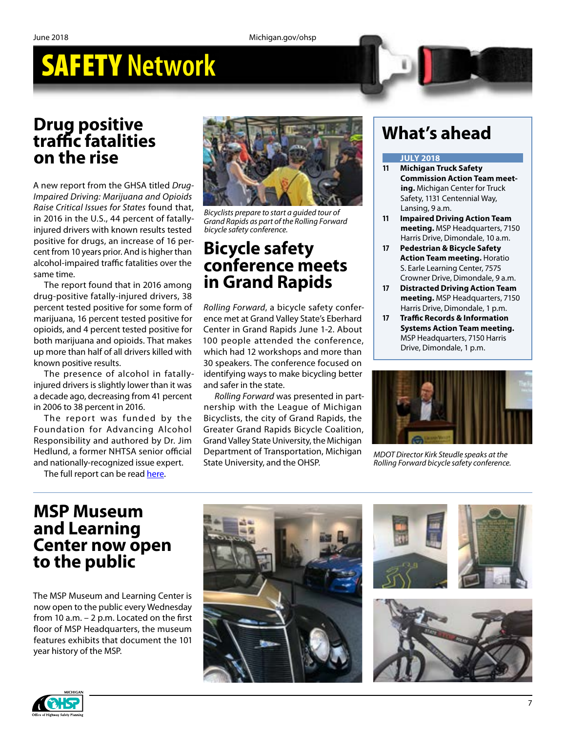# SAFETY Network

## Drug positive traffic fatalities on the rise

A new report from the GHSA titled *Drug-Impaired Driving: Marijuana and Opioids Raise Critical Issues for States* found that, in 2016 in the U.S., 44 percent of fatally-injured drivers with known results tested positive for drugs, an increase of 16 percent from 10 years prior. And is higher than alcohol-impaired traffic fatalities over the same time.

The report found that in 2016 among drug-positive fatally-injured drivers, 38 percent tested positive for some form of marijuana, 16 percent tested positive for opioids, and 4 percent tested positive for both marijuana and opioids. That makes up more than half of all drivers killed with known positive results.

The presence of alcohol in fatally-injured drivers is slightly lower than it was a decade ago, decreasing from 41 percent in 2006 to 38 percent in 2016.

The report was funded by the Foundation for Advancing Alcohol Responsibility and authored by Dr. Jim Hedlund, a former NHTSA senior official and nationally-recognized issue expert.

The full report can be read here.

*Bicyclists prepare to start a guided tour of Grand Rapids as part of the Rolling Forward bicycle safety conference.*

## Bicycle safety conference meets in Grand Rapids

*Rolling Forward*, a bicycle safety conference met at Grand Valley State's Eberhard Center in Grand Rapids June 1-2. About 100 people attended the conference, which had 12 workshops and more than 30 speakers. The conference focused on identifying ways to make bicycling better and safer in the state.

*Rolling Forward* was presented in partnership with the League of Michigan Bicyclists, the city of Grand Rapids, the Greater Grand Rapids Bicycle Coalition, Grand Valley State University, the Michigan Department of Transportation, Michigan State University, and the OHSP.

## What's ahead

**JULY 2018**

- **11** **Michigan Truck Safety Commission Action Team meeting.** Michigan Center for Truck Safety, 1131 Centennial Way, Lansing, 9 a.m.
- **11** **Impaired Driving Action Team meeting.** MSP Headquarters, 7150 Harris Drive, Dimondale, 10 a.m.
- **17** **Pedestrian & Bicycle Safety Action Team meeting.** Horatio S. Earle Learning Center, 7575 Crowner Drive, Dimondale, 9 a.m.
- **17** **Distracted Driving Action Team meeting.** MSP Headquarters, 7150 Harris Drive, Dimondale, 1 p.m.
- **17** **Traffic Records & Information Systems Action Team meeting.** MSP Headquarters, 7150 Harris Drive, Dimondale, 1 p.m.

*MDOT Director Kirk Steudle speaks at the Rolling Forward bicycle safety conference.*

## MSP Museum and Learning Center now open to the public

The MSP Museum and Learning Center is now open to the public every Wednesday from 10 a.m. – 2 p.m. Located on the first floor of MSP Headquarters, the museum features exhibits that document the 101 year history of the MSP.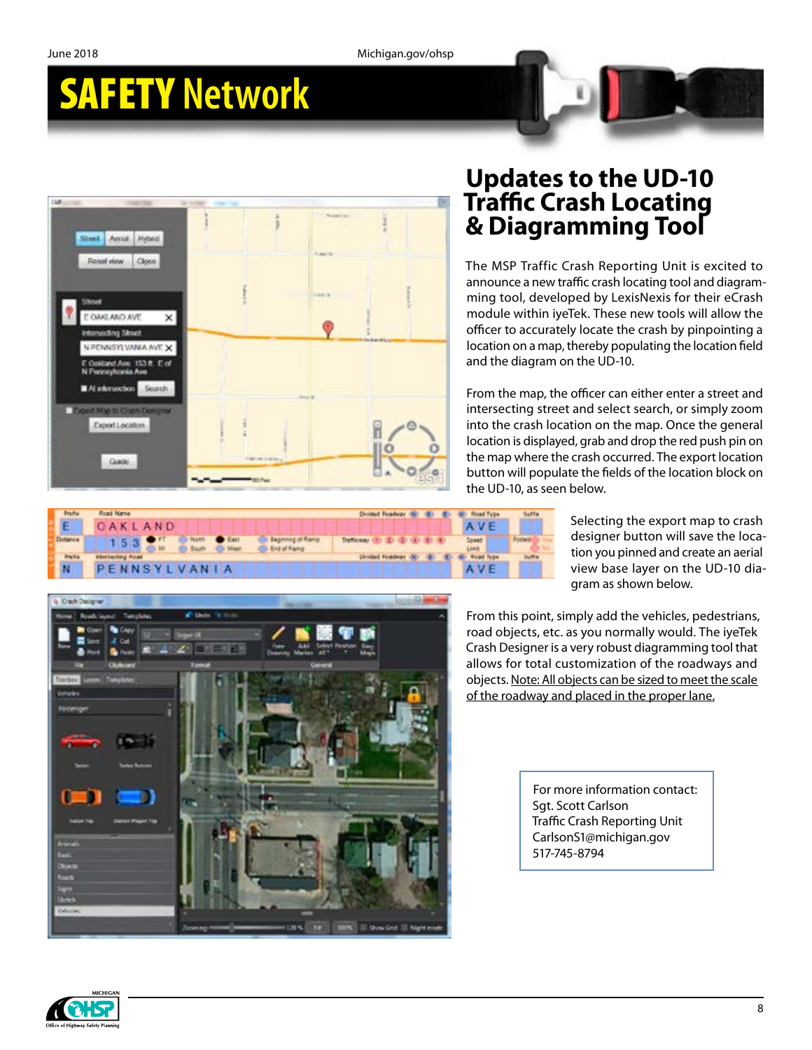# SAFETY Network

## Updates to the UD-10 Traffic Crash Locating & Diagramming Tool

The MSP Traffic Crash Reporting Unit is excited to announce a new traffic crash locating tool and diagramming tool, developed by LexisNexis for their eCrash module within iyeTek. These new tools will allow the officer to accurately locate the crash by pinpointing a location on a map, thereby populating the location field and the diagram on the UD-10.

From the map, the officer can either enter a street and intersecting street and select search, or simply zoom into the crash location on the map. Once the general location is displayed, grab and drop the red push pin on the map where the crash occurred. The export location button will populate the fields of the location block on the UD-10, as seen below.

Selecting the export map to crash designer button will save the location you pinned and create an aerial view base layer on the UD-10 diagram as shown below.

From this point, simply add the vehicles, pedestrians, road objects, etc. as you normally would. The iyeTek Crash Designer is a very robust diagramming tool that allows for total customization of the roadways and objects. Note: All objects can be sized to meet the scale of the roadway and placed in the proper lane.

For more information contact:
Sgt. Scott Carlson
Traffic Crash Reporting Unit
CarlsonS1@michigan.gov
517-745-8794